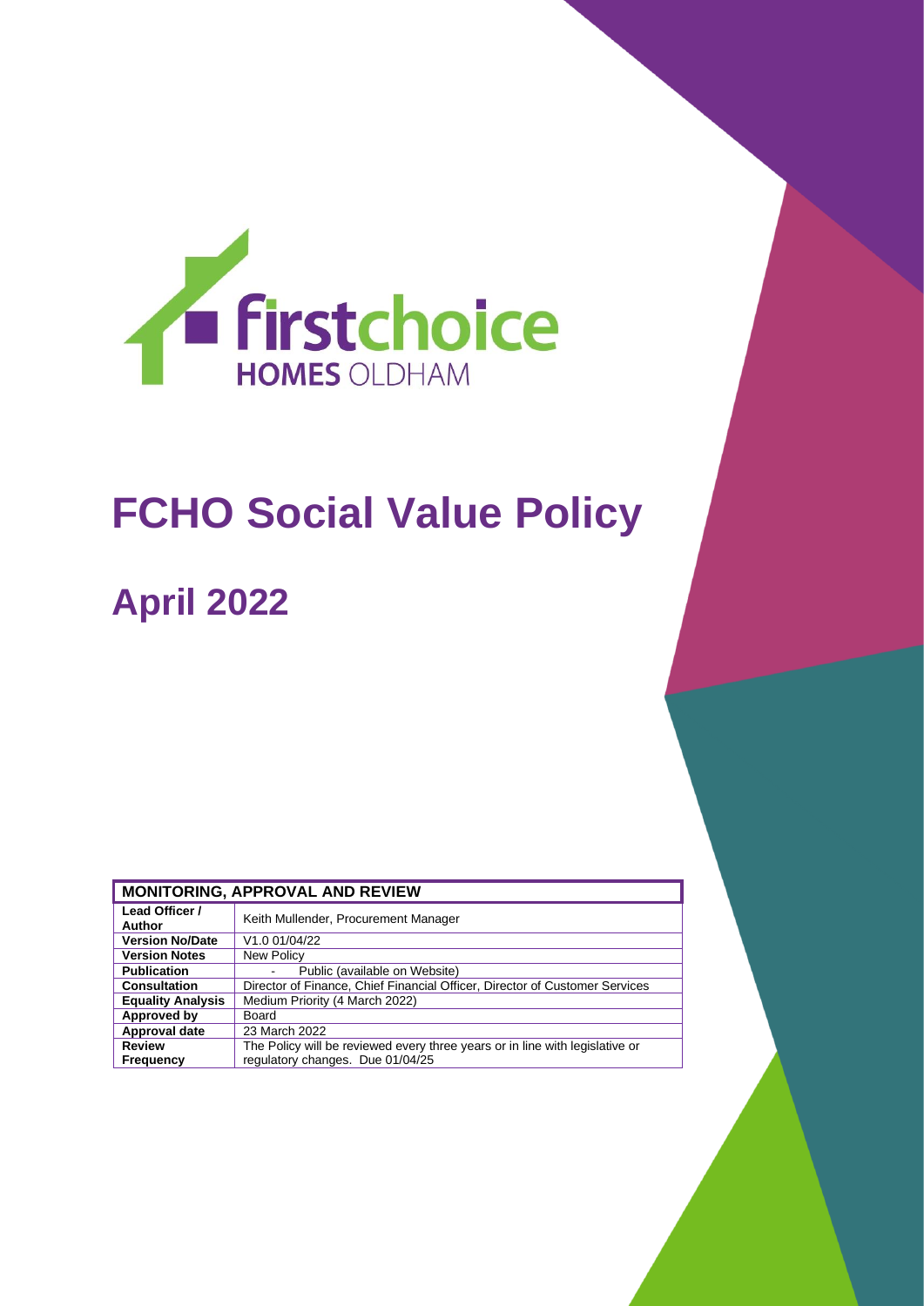firstchoice HOMES OLDHAM

# FCHO Social Value Policy

# April 2022

| MONITORING, APPROVAL AND REVIEW | |
|---|---|
| **Lead Officer / Author** | Keith Mullender, Procurement Manager |
| **Version No/Date** | V1.0 01/04/22 |
| **Version Notes** | New Policy |
| **Publication** | - Public (available on Website) |
| **Consultation** | Director of Finance, Chief Financial Officer, Director of Customer Services |
| **Equality Analysis** | Medium Priority (4 March 2022) |
| **Approved by** | Board |
| **Approval date** | 23 March 2022 |
| **Review Frequency** | The Policy will be reviewed every three years or in line with legislative or regulatory changes. Due 01/04/25 |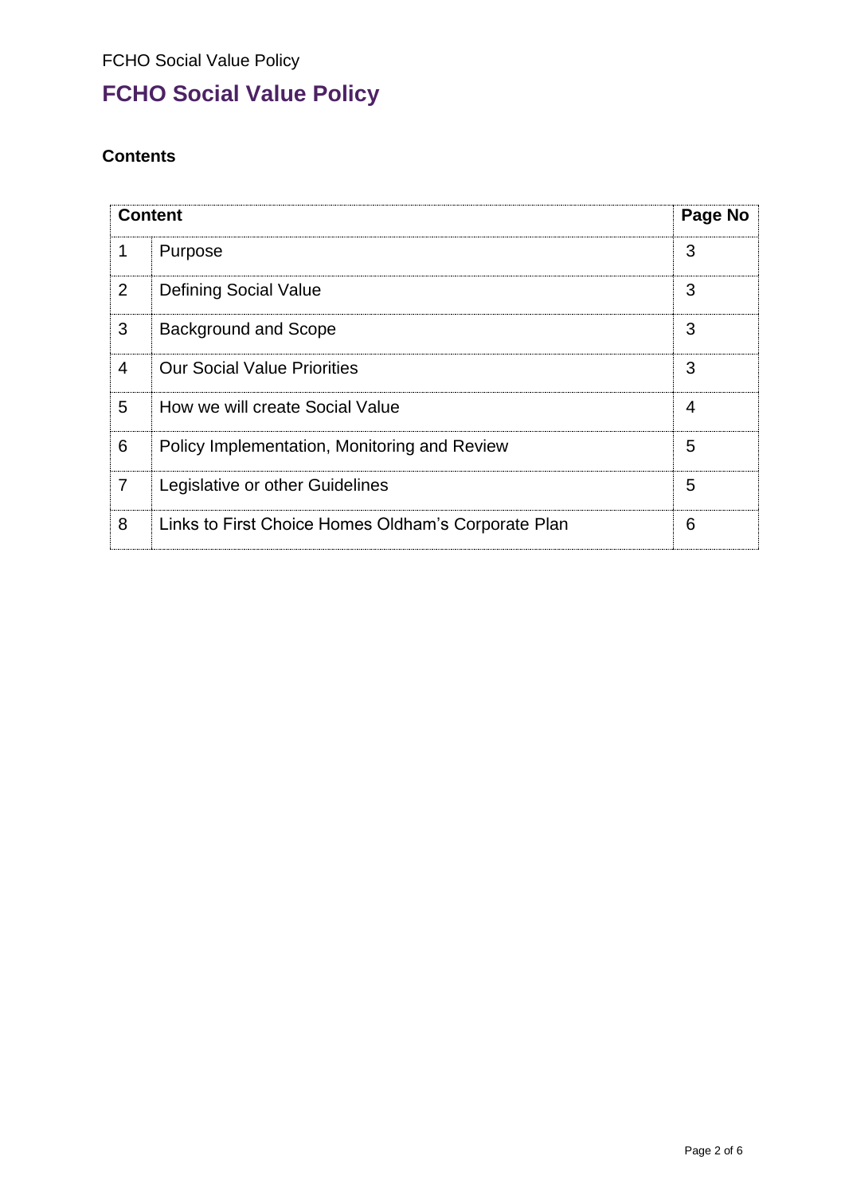# FCHO Social Value Policy

## Contents

| Content | | Page No |
|---|---|---|
| 1 | Purpose | 3 |
| 2 | Defining Social Value | 3 |
| 3 | Background and Scope | 3 |
| 4 | Our Social Value Priorities | 3 |
| 5 | How we will create Social Value | 4 |
| 6 | Policy Implementation, Monitoring and Review | 5 |
| 7 | Legislative or other Guidelines | 5 |
| 8 | Links to First Choice Homes Oldham's Corporate Plan | 6 |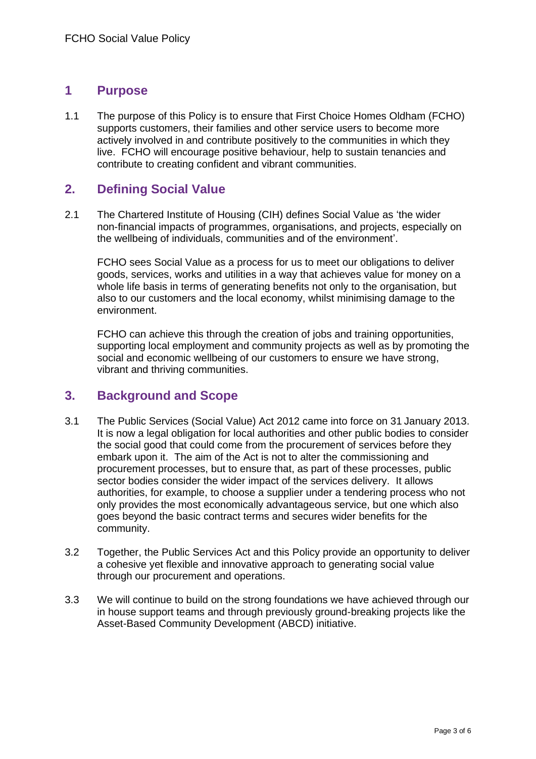## 1 Purpose

1.1 The purpose of this Policy is to ensure that First Choice Homes Oldham (FCHO) supports customers, their families and other service users to become more actively involved in and contribute positively to the communities in which they live. FCHO will encourage positive behaviour, help to sustain tenancies and contribute to creating confident and vibrant communities.

## 2. Defining Social Value

2.1 The Chartered Institute of Housing (CIH) defines Social Value as 'the wider non-financial impacts of programmes, organisations, and projects, especially on the wellbeing of individuals, communities and of the environment'.

FCHO sees Social Value as a process for us to meet our obligations to deliver goods, services, works and utilities in a way that achieves value for money on a whole life basis in terms of generating benefits not only to the organisation, but also to our customers and the local economy, whilst minimising damage to the environment.

FCHO can achieve this through the creation of jobs and training opportunities, supporting local employment and community projects as well as by promoting the social and economic wellbeing of our customers to ensure we have strong, vibrant and thriving communities.

## 3. Background and Scope

3.1 The Public Services (Social Value) Act 2012 came into force on 31 January 2013. It is now a legal obligation for local authorities and other public bodies to consider the social good that could come from the procurement of services before they embark upon it. The aim of the Act is not to alter the commissioning and procurement processes, but to ensure that, as part of these processes, public sector bodies consider the wider impact of the services delivery. It allows authorities, for example, to choose a supplier under a tendering process who not only provides the most economically advantageous service, but one which also goes beyond the basic contract terms and secures wider benefits for the community.

3.2 Together, the Public Services Act and this Policy provide an opportunity to deliver a cohesive yet flexible and innovative approach to generating social value through our procurement and operations.

3.3 We will continue to build on the strong foundations we have achieved through our in house support teams and through previously ground-breaking projects like the Asset-Based Community Development (ABCD) initiative.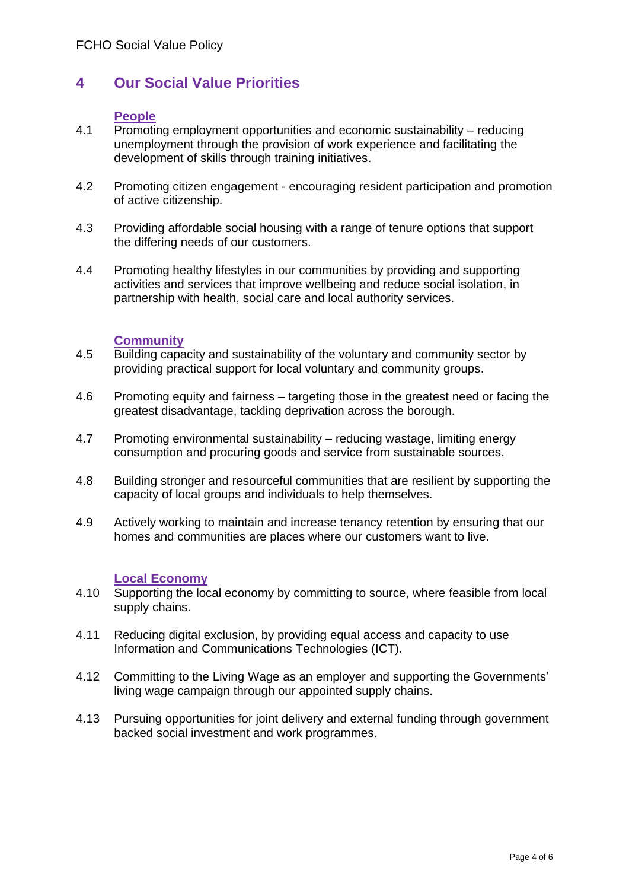## 4 Our Social Value Priorities

### People

4.1 Promoting employment opportunities and economic sustainability – reducing unemployment through the provision of work experience and facilitating the development of skills through training initiatives.

4.2 Promoting citizen engagement - encouraging resident participation and promotion of active citizenship.

4.3 Providing affordable social housing with a range of tenure options that support the differing needs of our customers.

4.4 Promoting healthy lifestyles in our communities by providing and supporting activities and services that improve wellbeing and reduce social isolation, in partnership with health, social care and local authority services.

### Community

4.5 Building capacity and sustainability of the voluntary and community sector by providing practical support for local voluntary and community groups.

4.6 Promoting equity and fairness – targeting those in the greatest need or facing the greatest disadvantage, tackling deprivation across the borough.

4.7 Promoting environmental sustainability – reducing wastage, limiting energy consumption and procuring goods and service from sustainable sources.

4.8 Building stronger and resourceful communities that are resilient by supporting the capacity of local groups and individuals to help themselves.

4.9 Actively working to maintain and increase tenancy retention by ensuring that our homes and communities are places where our customers want to live.

### Local Economy

4.10 Supporting the local economy by committing to source, where feasible from local supply chains.

4.11 Reducing digital exclusion, by providing equal access and capacity to use Information and Communications Technologies (ICT).

4.12 Committing to the Living Wage as an employer and supporting the Governments' living wage campaign through our appointed supply chains.

4.13 Pursuing opportunities for joint delivery and external funding through government backed social investment and work programmes.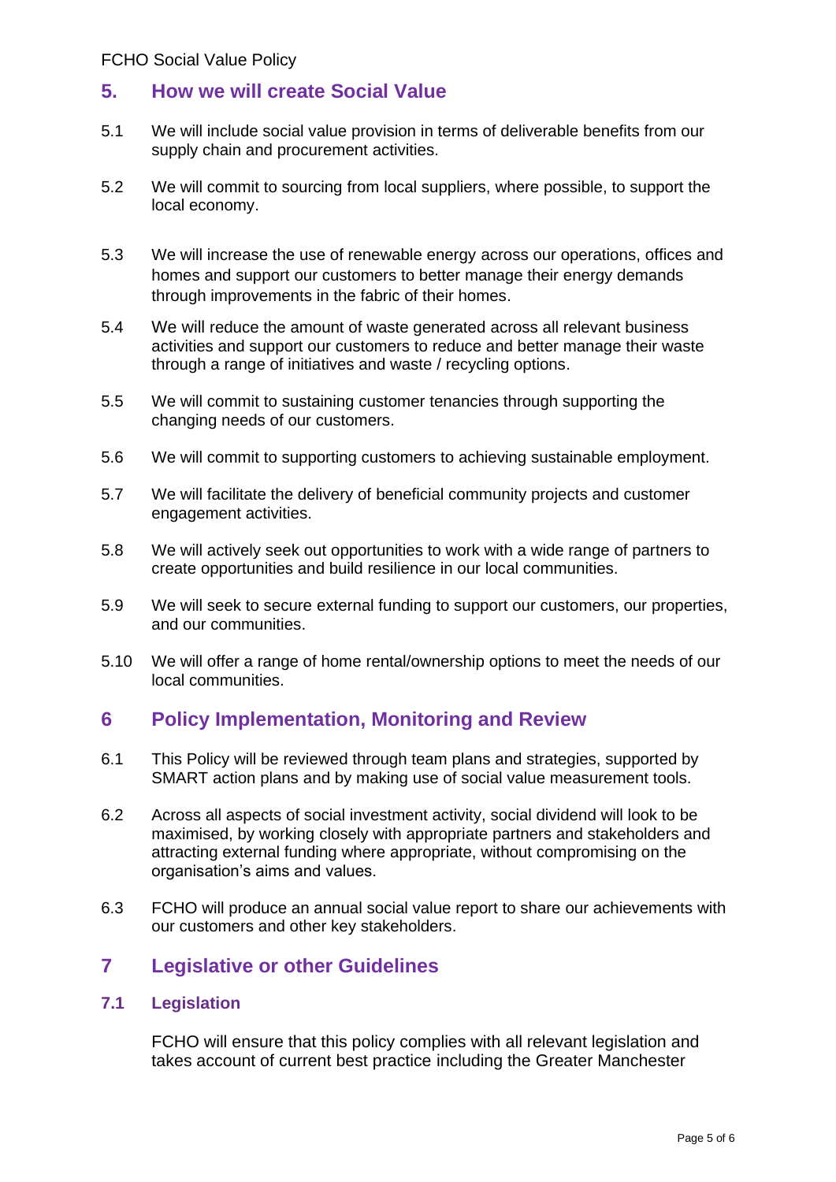## 5. How we will create Social Value

5.1 We will include social value provision in terms of deliverable benefits from our supply chain and procurement activities.

5.2 We will commit to sourcing from local suppliers, where possible, to support the local economy.

5.3 We will increase the use of renewable energy across our operations, offices and homes and support our customers to better manage their energy demands through improvements in the fabric of their homes.

5.4 We will reduce the amount of waste generated across all relevant business activities and support our customers to reduce and better manage their waste through a range of initiatives and waste / recycling options.

5.5 We will commit to sustaining customer tenancies through supporting the changing needs of our customers.

5.6 We will commit to supporting customers to achieving sustainable employment.

5.7 We will facilitate the delivery of beneficial community projects and customer engagement activities.

5.8 We will actively seek out opportunities to work with a wide range of partners to create opportunities and build resilience in our local communities.

5.9 We will seek to secure external funding to support our customers, our properties, and our communities.

5.10 We will offer a range of home rental/ownership options to meet the needs of our local communities.

## 6 Policy Implementation, Monitoring and Review

6.1 This Policy will be reviewed through team plans and strategies, supported by SMART action plans and by making use of social value measurement tools.

6.2 Across all aspects of social investment activity, social dividend will look to be maximised, by working closely with appropriate partners and stakeholders and attracting external funding where appropriate, without compromising on the organisation's aims and values.

6.3 FCHO will produce an annual social value report to share our achievements with our customers and other key stakeholders.

## 7 Legislative or other Guidelines

### 7.1 Legislation

FCHO will ensure that this policy complies with all relevant legislation and takes account of current best practice including the Greater Manchester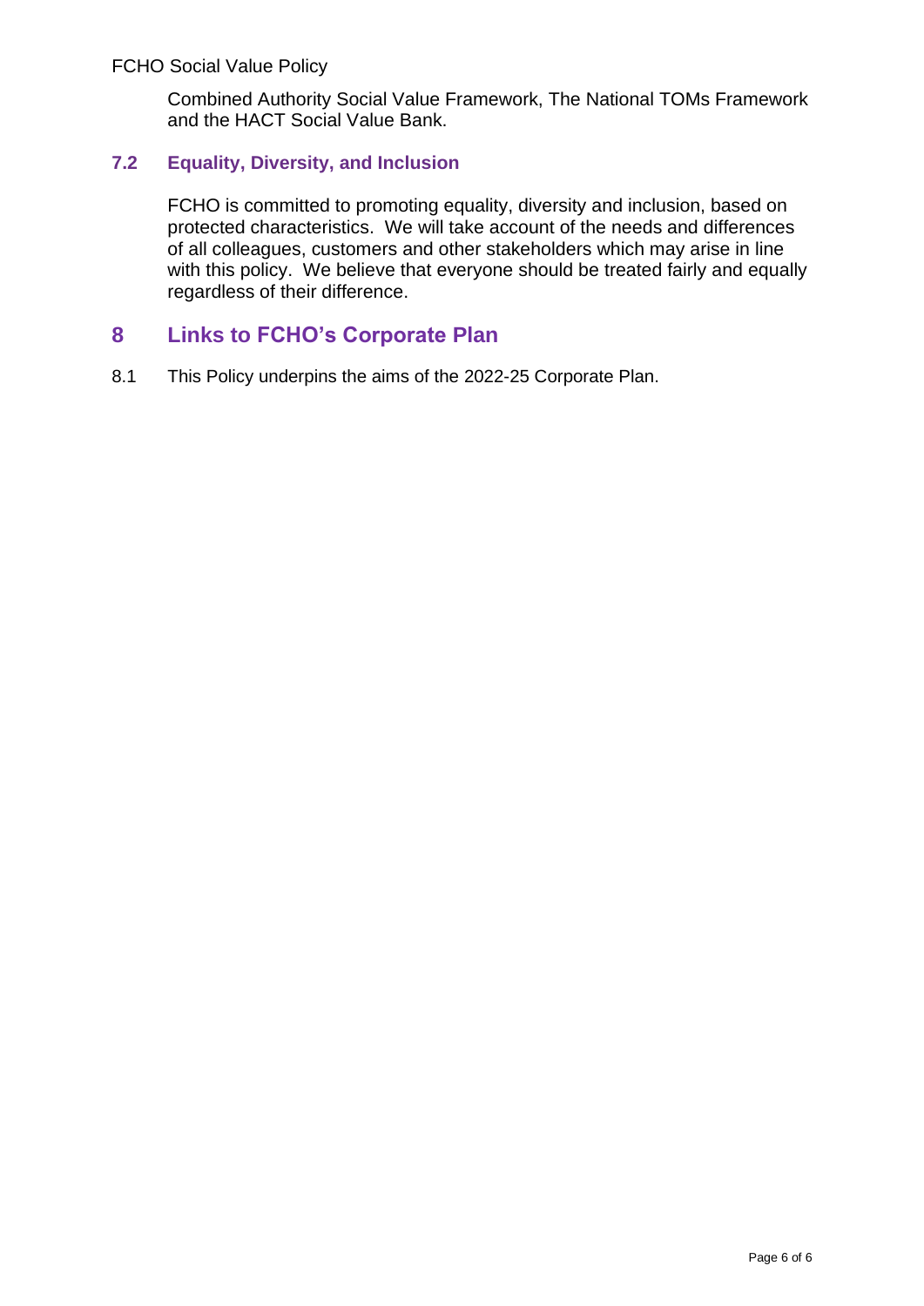Combined Authority Social Value Framework, The National TOMs Framework and the HACT Social Value Bank.

### 7.2 Equality, Diversity, and Inclusion

FCHO is committed to promoting equality, diversity and inclusion, based on protected characteristics. We will take account of the needs and differences of all colleagues, customers and other stakeholders which may arise in line with this policy. We believe that everyone should be treated fairly and equally regardless of their difference.

## 8 Links to FCHO's Corporate Plan

8.1 This Policy underpins the aims of the 2022-25 Corporate Plan.